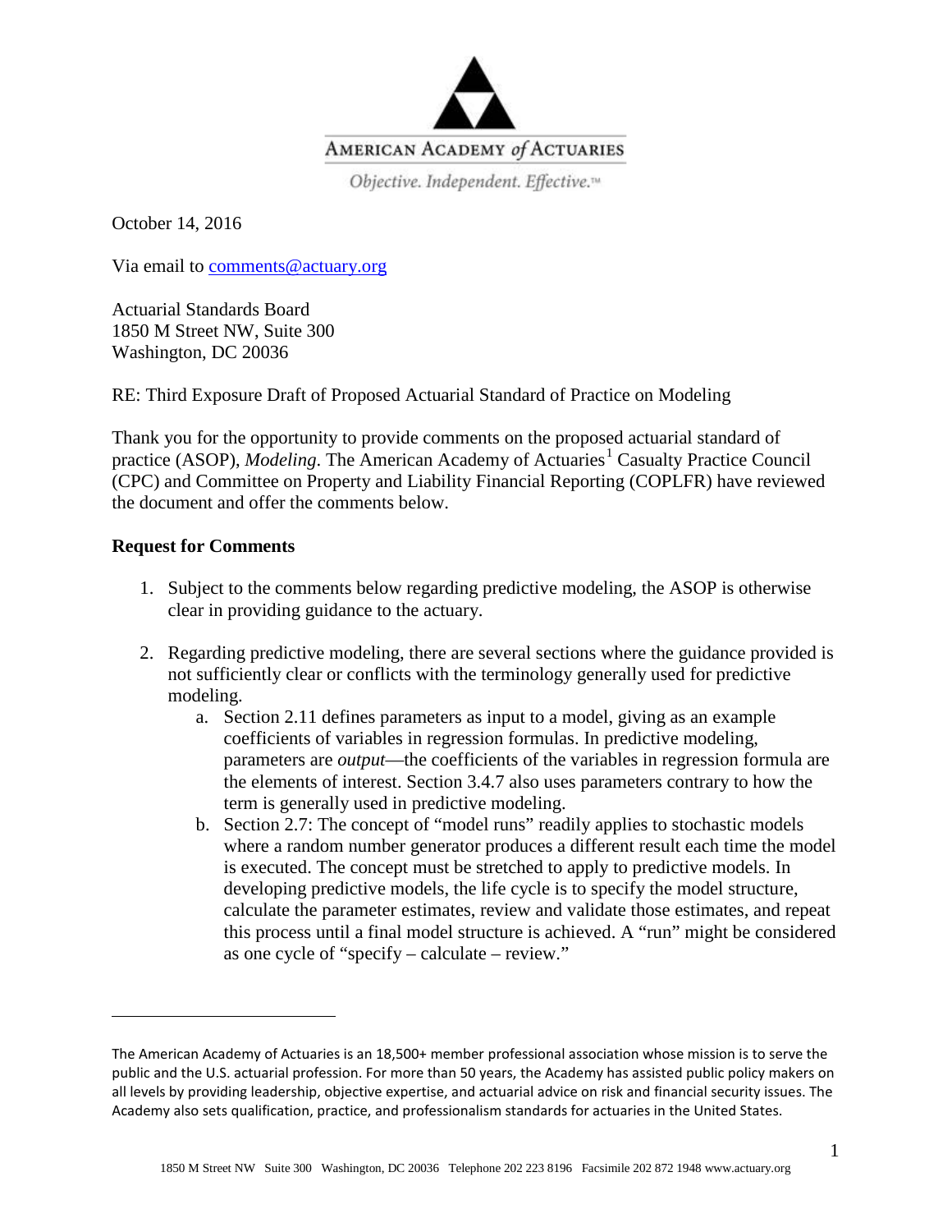AMERICAN ACADEMY *of* ACTUARIES

*Objective. Independent. Effective.*™

October 14, 2016

Via email to comments@actuary.org

Actuarial Standards Board
1850 M Street NW, Suite 300
Washington, DC 20036

RE: Third Exposure Draft of Proposed Actuarial Standard of Practice on Modeling

Thank you for the opportunity to provide comments on the proposed actuarial standard of practice (ASOP), *Modeling*. The American Academy of Actuaries[1] Casualty Practice Council (CPC) and Committee on Property and Liability Financial Reporting (COPLFR) have reviewed the document and offer the comments below.

**Request for Comments**

1. Subject to the comments below regarding predictive modeling, the ASOP is otherwise clear in providing guidance to the actuary.

2. Regarding predictive modeling, there are several sections where the guidance provided is not sufficiently clear or conflicts with the terminology generally used for predictive modeling.
   a. Section 2.11 defines parameters as input to a model, giving as an example coefficients of variables in regression formulas. In predictive modeling, parameters are *output*—the coefficients of the variables in regression formula are the elements of interest. Section 3.4.7 also uses parameters contrary to how the term is generally used in predictive modeling.
   b. Section 2.7: The concept of "model runs" readily applies to stochastic models where a random number generator produces a different result each time the model is executed. The concept must be stretched to apply to predictive models. In developing predictive models, the life cycle is to specify the model structure, calculate the parameter estimates, review and validate those estimates, and repeat this process until a final model structure is achieved. A "run" might be considered as one cycle of "specify – calculate – review."

---

[1] The American Academy of Actuaries is an 18,500+ member professional association whose mission is to serve the public and the U.S. actuarial profession. For more than 50 years, the Academy has assisted public policy makers on all levels by providing leadership, objective expertise, and actuarial advice on risk and financial security issues. The Academy also sets qualification, practice, and professionalism standards for actuaries in the United States.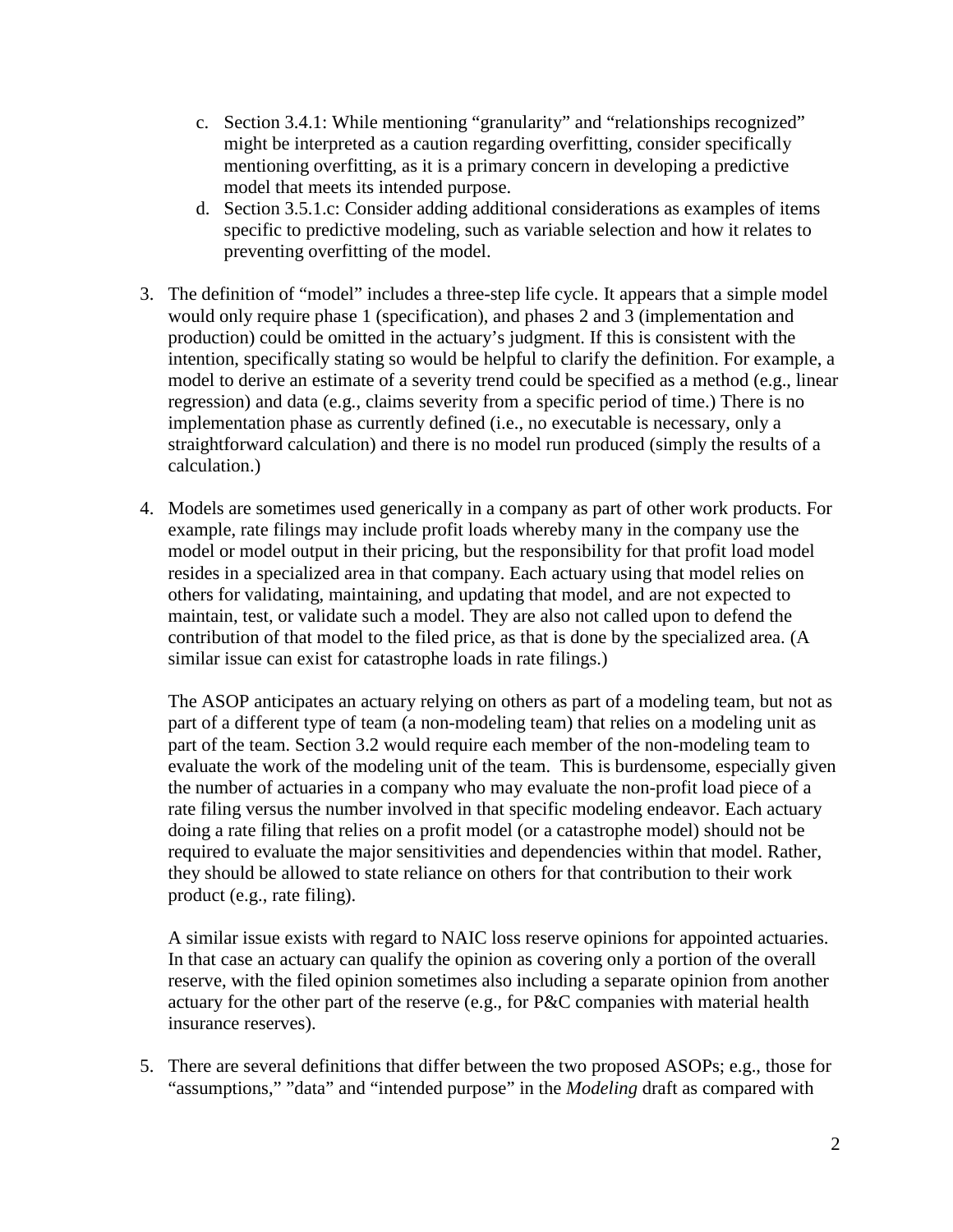c. Section 3.4.1: While mentioning "granularity" and "relationships recognized" might be interpreted as a caution regarding overfitting, consider specifically mentioning overfitting, as it is a primary concern in developing a predictive model that meets its intended purpose.
   d. Section 3.5.1.c: Consider adding additional considerations as examples of items specific to predictive modeling, such as variable selection and how it relates to preventing overfitting of the model.

3. The definition of "model" includes a three-step life cycle. It appears that a simple model would only require phase 1 (specification), and phases 2 and 3 (implementation and production) could be omitted in the actuary's judgment. If this is consistent with the intention, specifically stating so would be helpful to clarify the definition. For example, a model to derive an estimate of a severity trend could be specified as a method (e.g., linear regression) and data (e.g., claims severity from a specific period of time.) There is no implementation phase as currently defined (i.e., no executable is necessary, only a straightforward calculation) and there is no model run produced (simply the results of a calculation.)

4. Models are sometimes used generically in a company as part of other work products. For example, rate filings may include profit loads whereby many in the company use the model or model output in their pricing, but the responsibility for that profit load model resides in a specialized area in that company. Each actuary using that model relies on others for validating, maintaining, and updating that model, and are not expected to maintain, test, or validate such a model. They are also not called upon to defend the contribution of that model to the filed price, as that is done by the specialized area. (A similar issue can exist for catastrophe loads in rate filings.)

   The ASOP anticipates an actuary relying on others as part of a modeling team, but not as part of a different type of team (a non-modeling team) that relies on a modeling unit as part of the team. Section 3.2 would require each member of the non-modeling team to evaluate the work of the modeling unit of the team. This is burdensome, especially given the number of actuaries in a company who may evaluate the non-profit load piece of a rate filing versus the number involved in that specific modeling endeavor. Each actuary doing a rate filing that relies on a profit model (or a catastrophe model) should not be required to evaluate the major sensitivities and dependencies within that model. Rather, they should be allowed to state reliance on others for that contribution to their work product (e.g., rate filing).

   A similar issue exists with regard to NAIC loss reserve opinions for appointed actuaries. In that case an actuary can qualify the opinion as covering only a portion of the overall reserve, with the filed opinion sometimes also including a separate opinion from another actuary for the other part of the reserve (e.g., for P&C companies with material health insurance reserves).

5. There are several definitions that differ between the two proposed ASOPs; e.g., those for "assumptions," "data" and "intended purpose" in the *Modeling* draft as compared with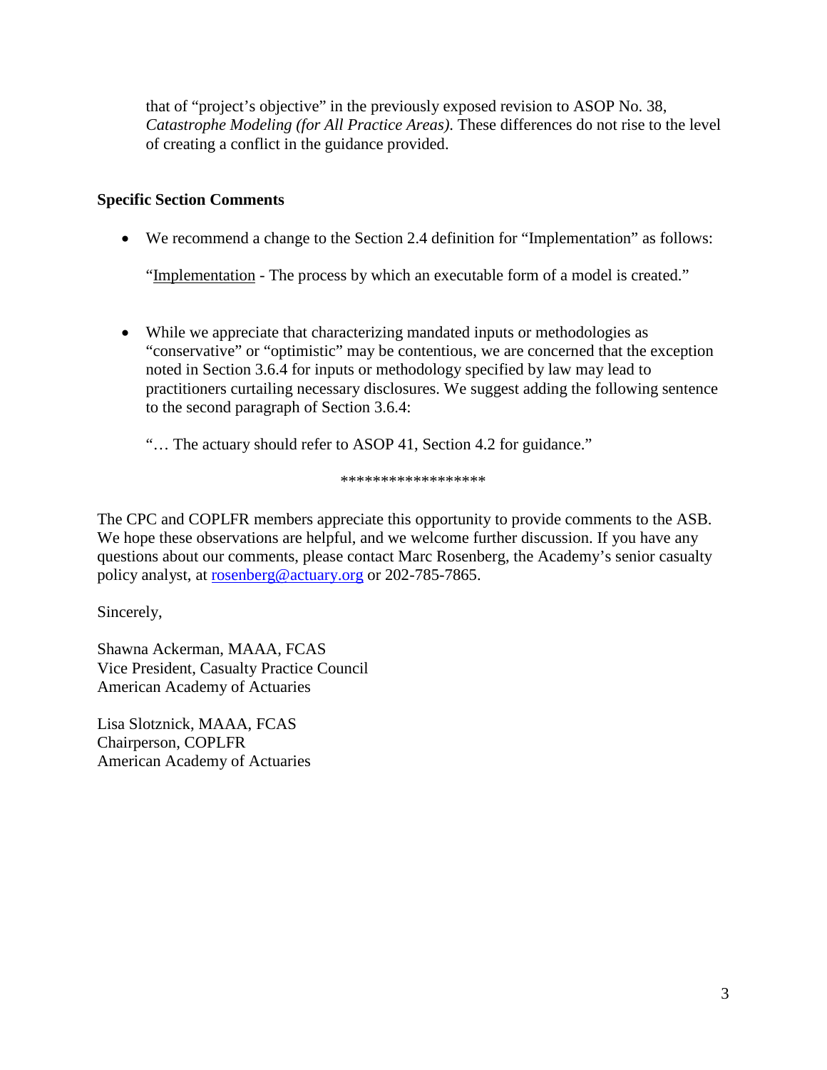that of "project's objective" in the previously exposed revision to ASOP No. 38, *Catastrophe Modeling (for All Practice Areas)*. These differences do not rise to the level of creating a conflict in the guidance provided.

**Specific Section Comments**

- We recommend a change to the Section 2.4 definition for "Implementation" as follows:

  "Implementation - The process by which an executable form of a model is created."

- While we appreciate that characterizing mandated inputs or methodologies as "conservative" or "optimistic" may be contentious, we are concerned that the exception noted in Section 3.6.4 for inputs or methodology specified by law may lead to practitioners curtailing necessary disclosures. We suggest adding the following sentence to the second paragraph of Section 3.6.4:

  "… The actuary should refer to ASOP 41, Section 4.2 for guidance."

\*\*\*\*\*\*\*\*\*\*\*\*\*\*\*\*\*\*

The CPC and COPLFR members appreciate this opportunity to provide comments to the ASB. We hope these observations are helpful, and we welcome further discussion. If you have any questions about our comments, please contact Marc Rosenberg, the Academy's senior casualty policy analyst, at rosenberg@actuary.org or 202-785-7865.

Sincerely,

Shawna Ackerman, MAAA, FCAS
Vice President, Casualty Practice Council
American Academy of Actuaries

Lisa Slotznick, MAAA, FCAS
Chairperson, COPLFR
American Academy of Actuaries